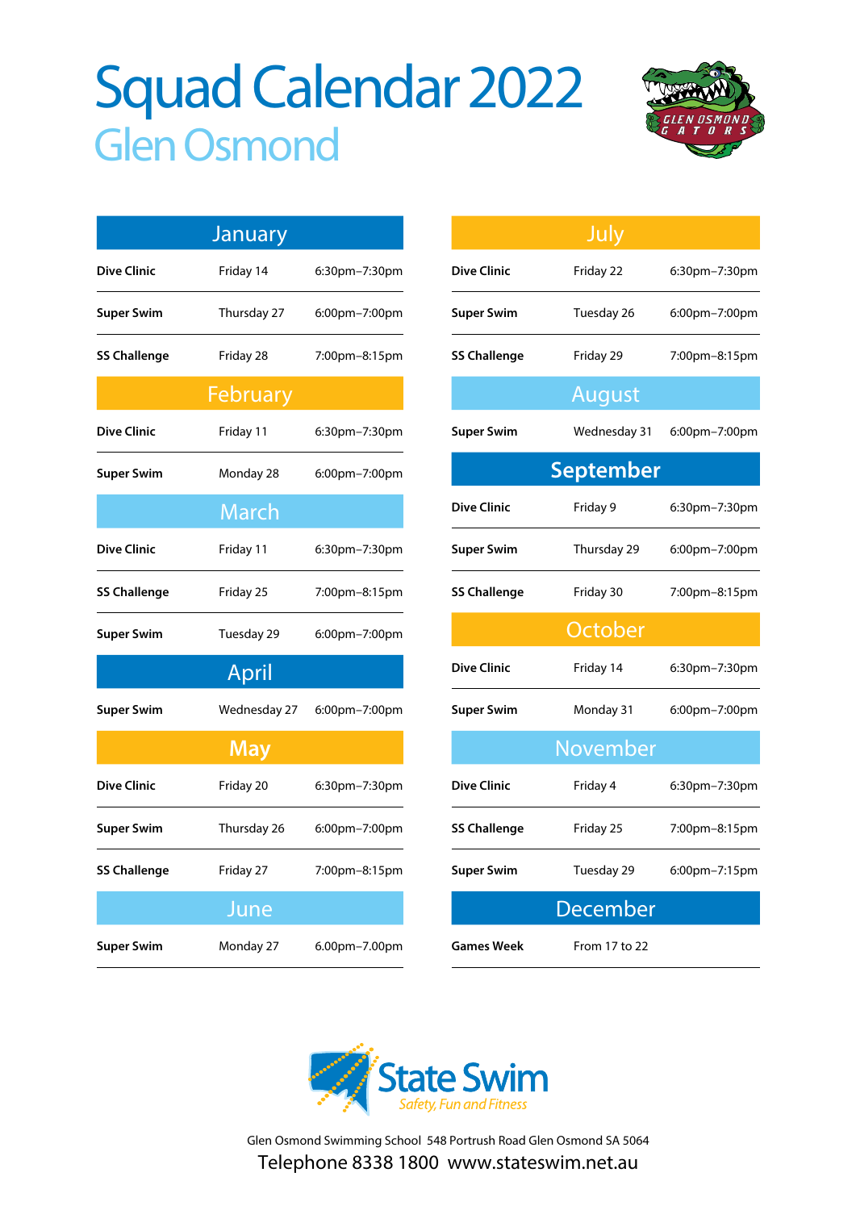# Squad Calendar 2022

## Glen Osmond

GLEN OSMOND GATORS

### January

| | | |
|---|---|---|
| **Dive Clinic** | Friday 14 | 6:30pm–7:30pm |
| **Super Swim** | Thursday 27 | 6:00pm–7:00pm |
| **SS Challenge** | Friday 28 | 7:00pm–8:15pm |

### February

| | | |
|---|---|---|
| **Dive Clinic** | Friday 11 | 6:30pm–7:30pm |
| **Super Swim** | Monday 28 | 6:00pm–7:00pm |

### March

| | | |
|---|---|---|
| **Dive Clinic** | Friday 11 | 6:30pm–7:30pm |
| **SS Challenge** | Friday 25 | 7:00pm–8:15pm |
| **Super Swim** | Tuesday 29 | 6:00pm–7:00pm |

### April

| | | |
|---|---|---|
| **Super Swim** | Wednesday 27 | 6:00pm–7:00pm |

### May

| | | |
|---|---|---|
| **Dive Clinic** | Friday 20 | 6:30pm–7:30pm |
| **Super Swim** | Thursday 26 | 6:00pm–7:00pm |
| **SS Challenge** | Friday 27 | 7:00pm–8:15pm |

### June

| | | |
|---|---|---|
| **Super Swim** | Monday 27 | 6.00pm–7.00pm |

### July

| | | |
|---|---|---|
| **Dive Clinic** | Friday 22 | 6:30pm–7:30pm |
| **Super Swim** | Tuesday 26 | 6:00pm–7:00pm |
| **SS Challenge** | Friday 29 | 7:00pm–8:15pm |

### August

| | | |
|---|---|---|
| **Super Swim** | Wednesday 31 | 6:00pm–7:00pm |

### September

| | | |
|---|---|---|
| **Dive Clinic** | Friday 9 | 6:30pm–7:30pm |
| **Super Swim** | Thursday 29 | 6:00pm–7:00pm |
| **SS Challenge** | Friday 30 | 7:00pm–8:15pm |

### October

| | | |
|---|---|---|
| **Dive Clinic** | Friday 14 | 6:30pm–7:30pm |
| **Super Swim** | Monday 31 | 6:00pm–7:00pm |

### November

| | | |
|---|---|---|
| **Dive Clinic** | Friday 4 | 6:30pm–7:30pm |
| **SS Challenge** | Friday 25 | 7:00pm–8:15pm |
| **Super Swim** | Tuesday 29 | 6:00pm–7:15pm |

### December

| | | |
|---|---|---|
| **Games Week** | From 17 to 22 | |

**State Swim**
*Safety, Fun and Fitness*

Glen Osmond Swimming School 548 Portrush Road Glen Osmond SA 5064

Telephone 8338 1800 www.stateswim.net.au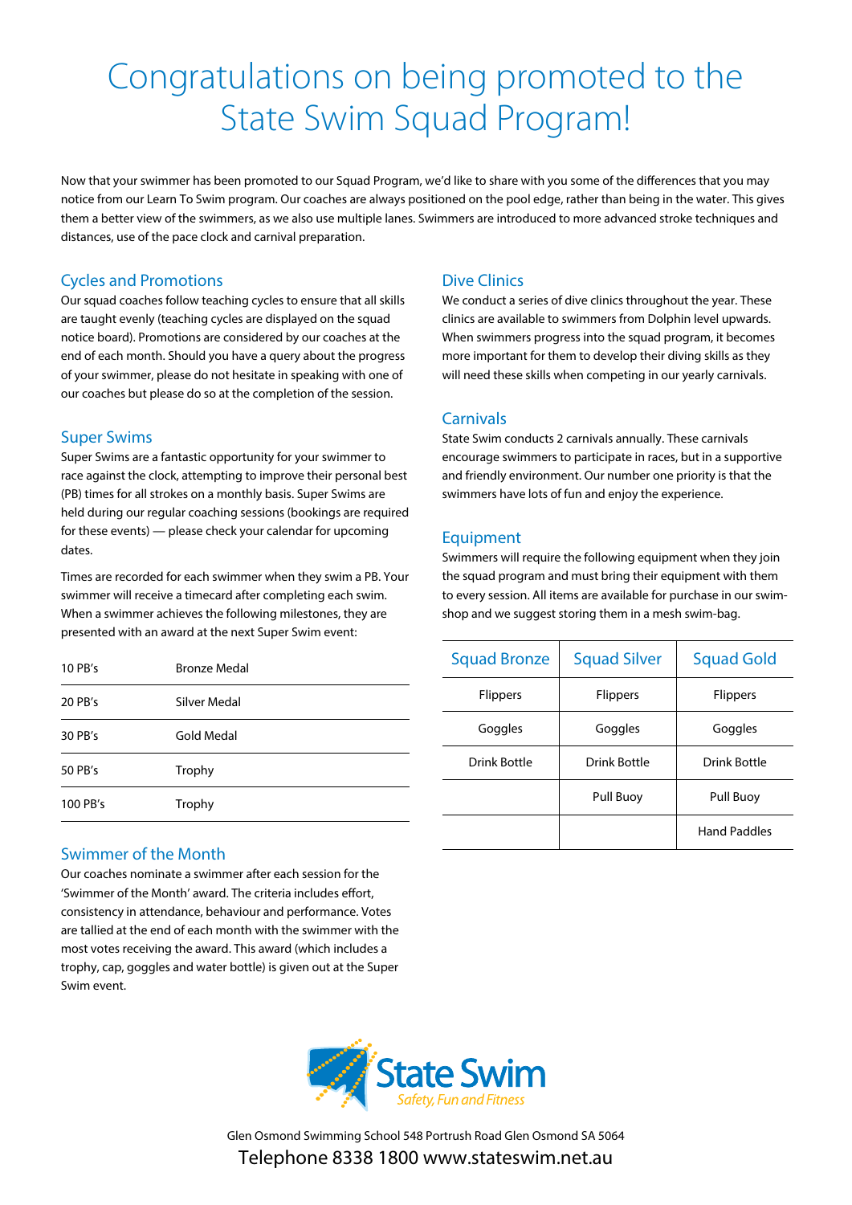# Congratulations on being promoted to the State Swim Squad Program!

Now that your swimmer has been promoted to our Squad Program, we'd like to share with you some of the differences that you may notice from our Learn To Swim program. Our coaches are always positioned on the pool edge, rather than being in the water. This gives them a better view of the swimmers, as we also use multiple lanes. Swimmers are introduced to more advanced stroke techniques and distances, use of the pace clock and carnival preparation.

## Cycles and Promotions

Our squad coaches follow teaching cycles to ensure that all skills are taught evenly (teaching cycles are displayed on the squad notice board). Promotions are considered by our coaches at the end of each month. Should you have a query about the progress of your swimmer, please do not hesitate in speaking with one of our coaches but please do so at the completion of the session.

## Super Swims

Super Swims are a fantastic opportunity for your swimmer to race against the clock, attempting to improve their personal best (PB) times for all strokes on a monthly basis. Super Swims are held during our regular coaching sessions (bookings are required for these events) — please check your calendar for upcoming dates.

Times are recorded for each swimmer when they swim a PB. Your swimmer will receive a timecard after completing each swim. When a swimmer achieves the following milestones, they are presented with an award at the next Super Swim event:

| | |
|---|---|
| 10 PB's | Bronze Medal |
| 20 PB's | Silver Medal |
| 30 PB's | Gold Medal |
| 50 PB's | Trophy |
| 100 PB's | Trophy |

## Swimmer of the Month

Our coaches nominate a swimmer after each session for the 'Swimmer of the Month' award. The criteria includes effort, consistency in attendance, behaviour and performance. Votes are tallied at the end of each month with the swimmer with the most votes receiving the award. This award (which includes a trophy, cap, goggles and water bottle) is given out at the Super Swim event.

## Dive Clinics

We conduct a series of dive clinics throughout the year. These clinics are available to swimmers from Dolphin level upwards. When swimmers progress into the squad program, it becomes more important for them to develop their diving skills as they will need these skills when competing in our yearly carnivals.

## Carnivals

State Swim conducts 2 carnivals annually. These carnivals encourage swimmers to participate in races, but in a supportive and friendly environment. Our number one priority is that the swimmers have lots of fun and enjoy the experience.

## Equipment

Swimmers will require the following equipment when they join the squad program and must bring their equipment with them to every session. All items are available for purchase in our swim-shop and we suggest storing them in a mesh swim-bag.

| Squad Bronze | Squad Silver | Squad Gold |
|---|---|---|
| Flippers | Flippers | Flippers |
| Goggles | Goggles | Goggles |
| Drink Bottle | Drink Bottle | Drink Bottle |
| | Pull Buoy | Pull Buoy |
| | | Hand Paddles |

State Swim
*Safety, Fun and Fitness*

Glen Osmond Swimming School 548 Portrush Road Glen Osmond SA 5064

Telephone 8338 1800 www.stateswim.net.au